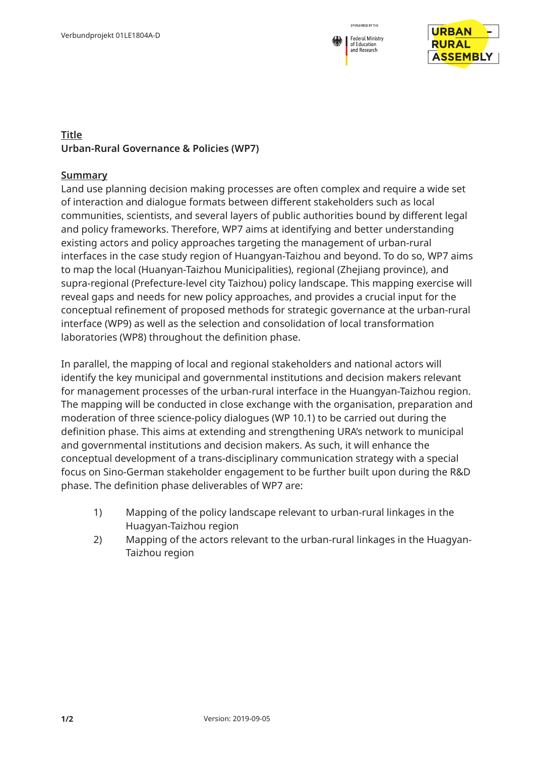**Title**
**Urban-Rural Governance & Policies (WP7)**

**Summary**

Land use planning decision making processes are often complex and require a wide set of interaction and dialogue formats between different stakeholders such as local communities, scientists, and several layers of public authorities bound by different legal and policy frameworks. Therefore, WP7 aims at identifying and better understanding existing actors and policy approaches targeting the management of urban-rural interfaces in the case study region of Huangyan-Taizhou and beyond. To do so, WP7 aims to map the local (Huanyan-Taizhou Municipalities), regional (Zhejiang province), and supra-regional (Prefecture-level city Taizhou) policy landscape. This mapping exercise will reveal gaps and needs for new policy approaches, and provides a crucial input for the conceptual refinement of proposed methods for strategic governance at the urban-rural interface (WP9) as well as the selection and consolidation of local transformation laboratories (WP8) throughout the definition phase.

In parallel, the mapping of local and regional stakeholders and national actors will identify the key municipal and governmental institutions and decision makers relevant for management processes of the urban-rural interface in the Huangyan-Taizhou region. The mapping will be conducted in close exchange with the organisation, preparation and moderation of three science-policy dialogues (WP 10.1) to be carried out during the definition phase. This aims at extending and strengthening URA's network to municipal and governmental institutions and decision makers. As such, it will enhance the conceptual development of a trans-disciplinary communication strategy with a special focus on Sino-German stakeholder engagement to be further built upon during the R&D phase. The definition phase deliverables of WP7 are:

1) Mapping of the policy landscape relevant to urban-rural linkages in the Huagyan-Taizhou region
2) Mapping of the actors relevant to the urban-rural linkages in the Huagyan-Taizhou region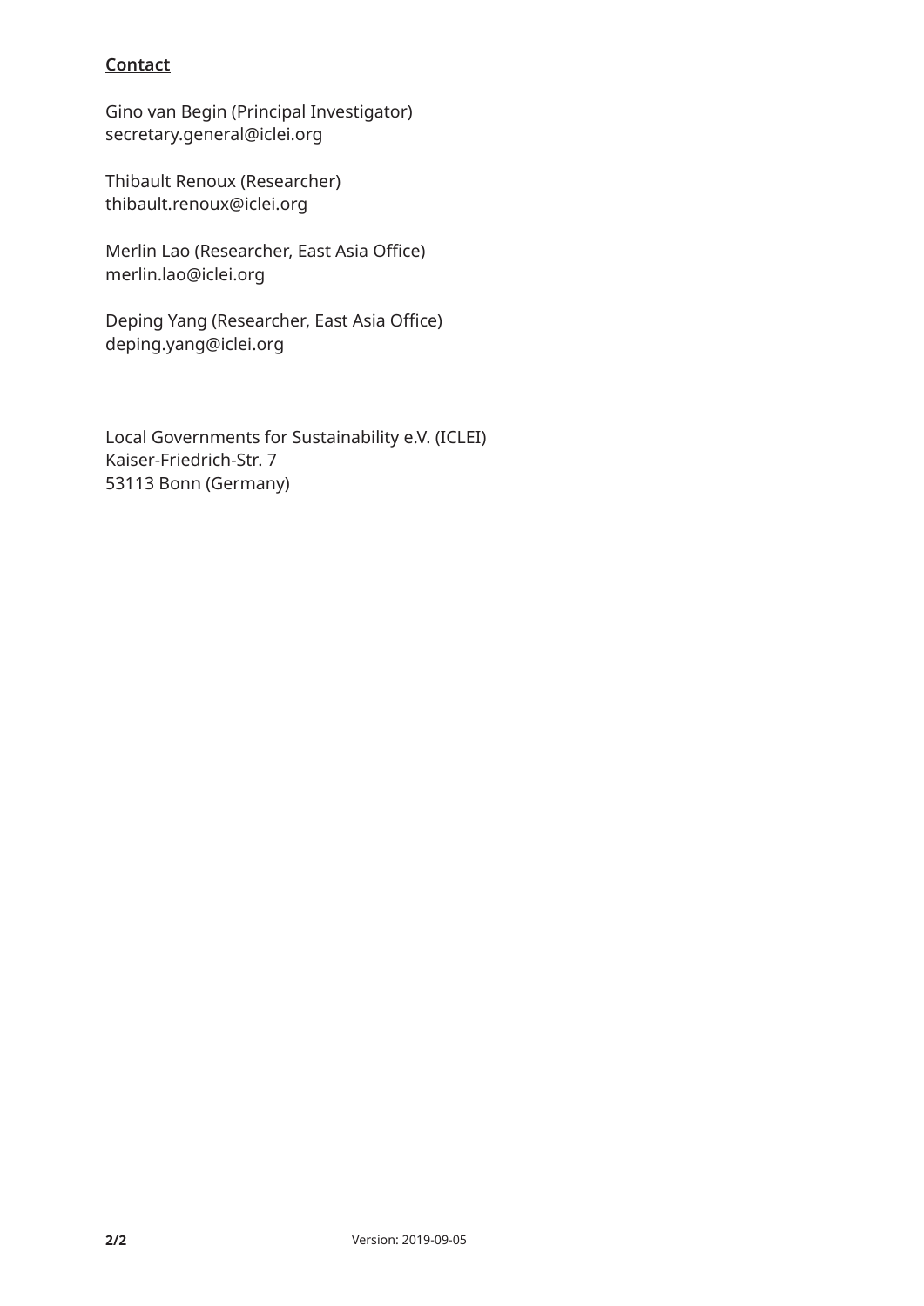**Contact**

Gino van Begin (Principal Investigator)
secretary.general@iclei.org

Thibault Renoux (Researcher)
thibault.renoux@iclei.org

Merlin Lao (Researcher, East Asia Office)
merlin.lao@iclei.org

Deping Yang (Researcher, East Asia Office)
deping.yang@iclei.org

Local Governments for Sustainability e.V. (ICLEI)
Kaiser-Friedrich-Str. 7
53113 Bonn (Germany)

Version: 2019-09-05